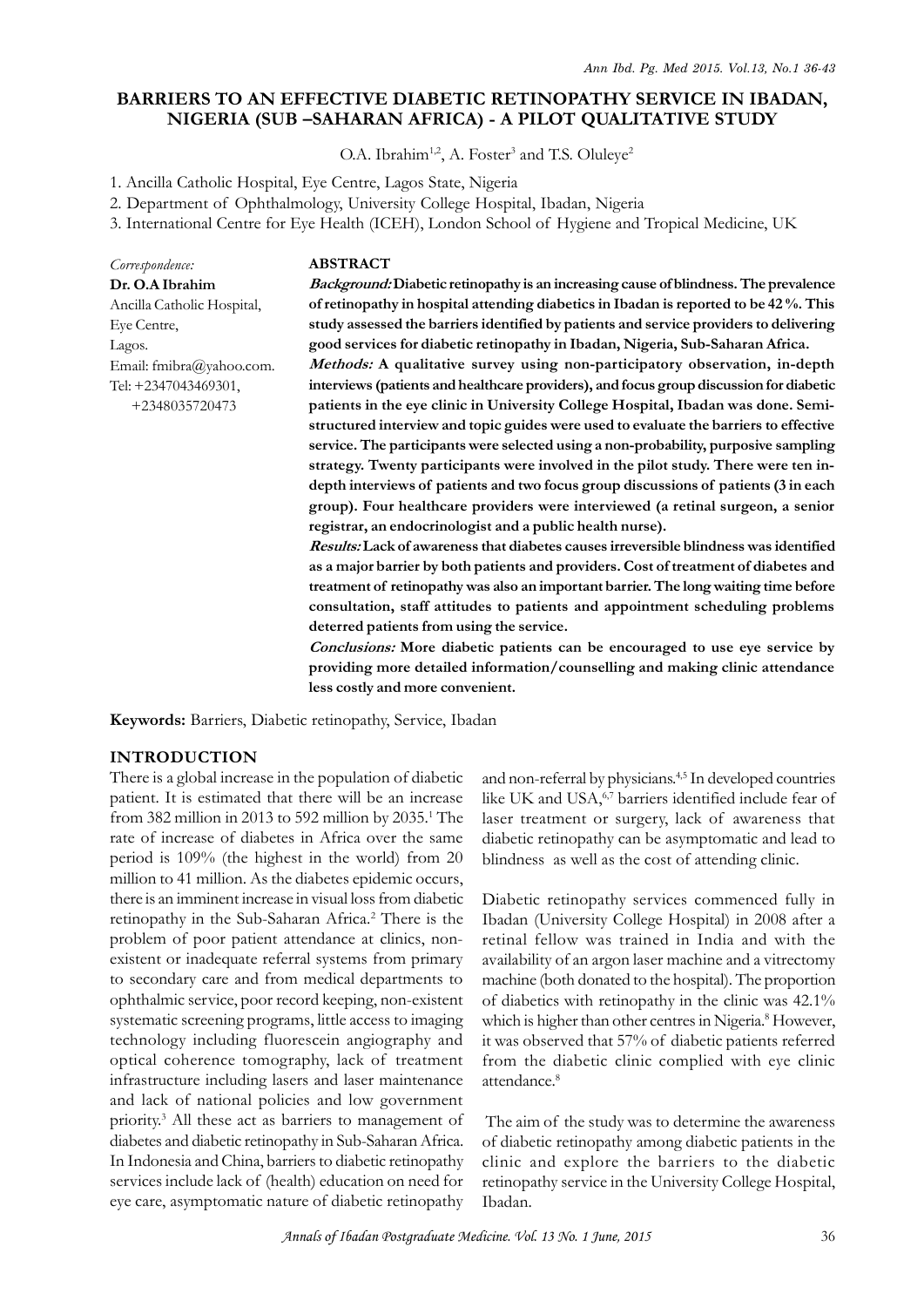# BARRIERS TO AN EFFECTIVE DIABETIC RETINOPATHY SERVICE IN IBADAN, NIGERIA (SUB –SAHARAN AFRICA) - A PILOT QUALITATIVE STUDY

O.A. Ibrahim[1,2], A. Foster[3] and T.S. Oluleye[2]

1. Ancilla Catholic Hospital, Eye Centre, Lagos State, Nigeria
2. Department of Ophthalmology, University College Hospital, Ibadan, Nigeria
3. International Centre for Eye Health (ICEH), London School of Hygiene and Tropical Medicine, UK

*Correspondence:*
**Dr. O.A Ibrahim**
Ancilla Catholic Hospital,
Eye Centre,
Lagos.
Email: fmibra@yahoo.com.
Tel: +2347043469301,
+2348035720473

## ABSTRACT

***Background:*** **Diabetic retinopathy is an increasing cause of blindness. The prevalence of retinopathy in hospital attending diabetics in Ibadan is reported to be 42%. This study assessed the barriers identified by patients and service providers to delivering good services for diabetic retinopathy in Ibadan, Nigeria, Sub-Saharan Africa.**

***Methods:*** **A qualitative survey using non-participatory observation, in-depth interviews (patients and healthcare providers), and focus group discussion for diabetic patients in the eye clinic in University College Hospital, Ibadan was done. Semi-structured interview and topic guides were used to evaluate the barriers to effective service. The participants were selected using a non-probability, purposive sampling strategy. Twenty participants were involved in the pilot study. There were ten in-depth interviews of patients and two focus group discussions of patients (3 in each group). Four healthcare providers were interviewed (a retinal surgeon, a senior registrar, an endocrinologist and a public health nurse).**

***Results:*** **Lack of awareness that diabetes causes irreversible blindness was identified as a major barrier by both patients and providers. Cost of treatment of diabetes and treatment of retinopathy was also an important barrier. The long waiting time before consultation, staff attitudes to patients and appointment scheduling problems deterred patients from using the service.**

***Conclusions:*** **More diabetic patients can be encouraged to use eye service by providing more detailed information/counselling and making clinic attendance less costly and more convenient.**

**Keywords:** Barriers, Diabetic retinopathy, Service, Ibadan

## INTRODUCTION

There is a global increase in the population of diabetic patient. It is estimated that there will be an increase from 382 million in 2013 to 592 million by 2035.[1] The rate of increase of diabetes in Africa over the same period is 109% (the highest in the world) from 20 million to 41 million. As the diabetes epidemic occurs, there is an imminent increase in visual loss from diabetic retinopathy in the Sub-Saharan Africa.[2] There is the problem of poor patient attendance at clinics, non-existent or inadequate referral systems from primary to secondary care and from medical departments to ophthalmic service, poor record keeping, non-existent systematic screening programs, little access to imaging technology including fluorescein angiography and optical coherence tomography, lack of treatment infrastructure including lasers and laser maintenance and lack of national policies and low government priority.[3] All these act as barriers to management of diabetes and diabetic retinopathy in Sub-Saharan Africa. In Indonesia and China, barriers to diabetic retinopathy services include lack of (health) education on need for eye care, asymptomatic nature of diabetic retinopathy and non-referral by physicians.[4,5] In developed countries like UK and USA,[6,7] barriers identified include fear of laser treatment or surgery, lack of awareness that diabetic retinopathy can be asymptomatic and lead to blindness as well as the cost of attending clinic.

Diabetic retinopathy services commenced fully in Ibadan (University College Hospital) in 2008 after a retinal fellow was trained in India and with the availability of an argon laser machine and a vitrectomy machine (both donated to the hospital). The proportion of diabetics with retinopathy in the clinic was 42.1% which is higher than other centres in Nigeria.[8] However, it was observed that 57% of diabetic patients referred from the diabetic clinic complied with eye clinic attendance.[8]

The aim of the study was to determine the awareness of diabetic retinopathy among diabetic patients in the clinic and explore the barriers to the diabetic retinopathy service in the University College Hospital, Ibadan.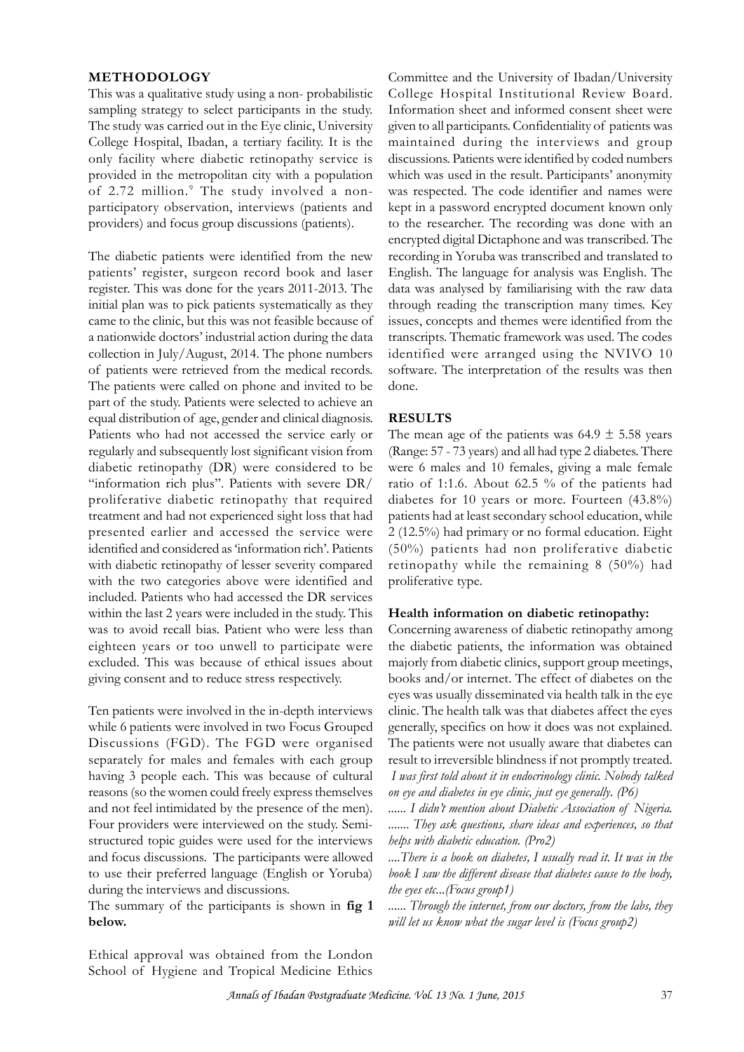## METHODOLOGY

This was a qualitative study using a non- probabilistic sampling strategy to select participants in the study. The study was carried out in the Eye clinic, University College Hospital, Ibadan, a tertiary facility. It is the only facility where diabetic retinopathy service is provided in the metropolitan city with a population of 2.72 million.[9] The study involved a non-participatory observation, interviews (patients and providers) and focus group discussions (patients).

The diabetic patients were identified from the new patients' register, surgeon record book and laser register. This was done for the years 2011-2013. The initial plan was to pick patients systematically as they came to the clinic, but this was not feasible because of a nationwide doctors' industrial action during the data collection in July/August, 2014. The phone numbers of patients were retrieved from the medical records. The patients were called on phone and invited to be part of the study. Patients were selected to achieve an equal distribution of age, gender and clinical diagnosis. Patients who had not accessed the service early or regularly and subsequently lost significant vision from diabetic retinopathy (DR) were considered to be "information rich plus". Patients with severe DR/ proliferative diabetic retinopathy that required treatment and had not experienced sight loss that had presented earlier and accessed the service were identified and considered as 'information rich'. Patients with diabetic retinopathy of lesser severity compared with the two categories above were identified and included. Patients who had accessed the DR services within the last 2 years were included in the study. This was to avoid recall bias. Patient who were less than eighteen years or too unwell to participate were excluded. This was because of ethical issues about giving consent and to reduce stress respectively.

Ten patients were involved in the in-depth interviews while 6 patients were involved in two Focus Grouped Discussions (FGD). The FGD were organised separately for males and females with each group having 3 people each. This was because of cultural reasons (so the women could freely express themselves and not feel intimidated by the presence of the men). Four providers were interviewed on the study. Semi-structured topic guides were used for the interviews and focus discussions. The participants were allowed to use their preferred language (English or Yoruba) during the interviews and discussions.

The summary of the participants is shown in **fig 1 below.**

Ethical approval was obtained from the London School of Hygiene and Tropical Medicine Ethics Committee and the University of Ibadan/University College Hospital Institutional Review Board. Information sheet and informed consent sheet were given to all participants. Confidentiality of patients was maintained during the interviews and group discussions. Patients were identified by coded numbers which was used in the result. Participants' anonymity was respected. The code identifier and names were kept in a password encrypted document known only to the researcher. The recording was done with an encrypted digital Dictaphone and was transcribed. The recording in Yoruba was transcribed and translated to English. The language for analysis was English. The data was analysed by familiarising with the raw data through reading the transcription many times. Key issues, concepts and themes were identified from the transcripts. Thematic framework was used. The codes identified were arranged using the NVIVO 10 software. The interpretation of the results was then done.

## RESULTS

The mean age of the patients was $64.9 \pm 5.58$ years (Range: 57 - 73 years) and all had type 2 diabetes. There were 6 males and 10 females, giving a male female ratio of 1:1.6. About 62.5 % of the patients had diabetes for 10 years or more. Fourteen (43.8%) patients had at least secondary school education, while 2 (12.5%) had primary or no formal education. Eight (50%) patients had non proliferative diabetic retinopathy while the remaining 8 (50%) had proliferative type.

### Health information on diabetic retinopathy:

Concerning awareness of diabetic retinopathy among the diabetic patients, the information was obtained majorly from diabetic clinics, support group meetings, books and/or internet. The effect of diabetes on the eyes was usually disseminated via health talk in the eye clinic. The health talk was that diabetes affect the eyes generally, specifics on how it does was not explained. The patients were not usually aware that diabetes can result to irreversible blindness if not promptly treated.

*I was first told about it in endocrinology clinic. Nobody talked on eye and diabetes in eye clinic, just eye generally. (P6)*

*...... I didn't mention about Diabetic Association of Nigeria. ....... They ask questions, share ideas and experiences, so that helps with diabetic education. (Pro2)*

*....There is a book on diabetes, I usually read it. It was in the book I saw the different disease that diabetes cause to the body, the eyes etc...(Focus group1)*

*...... Through the internet, from our doctors, from the labs, they will let us know what the sugar level is (Focus group2)*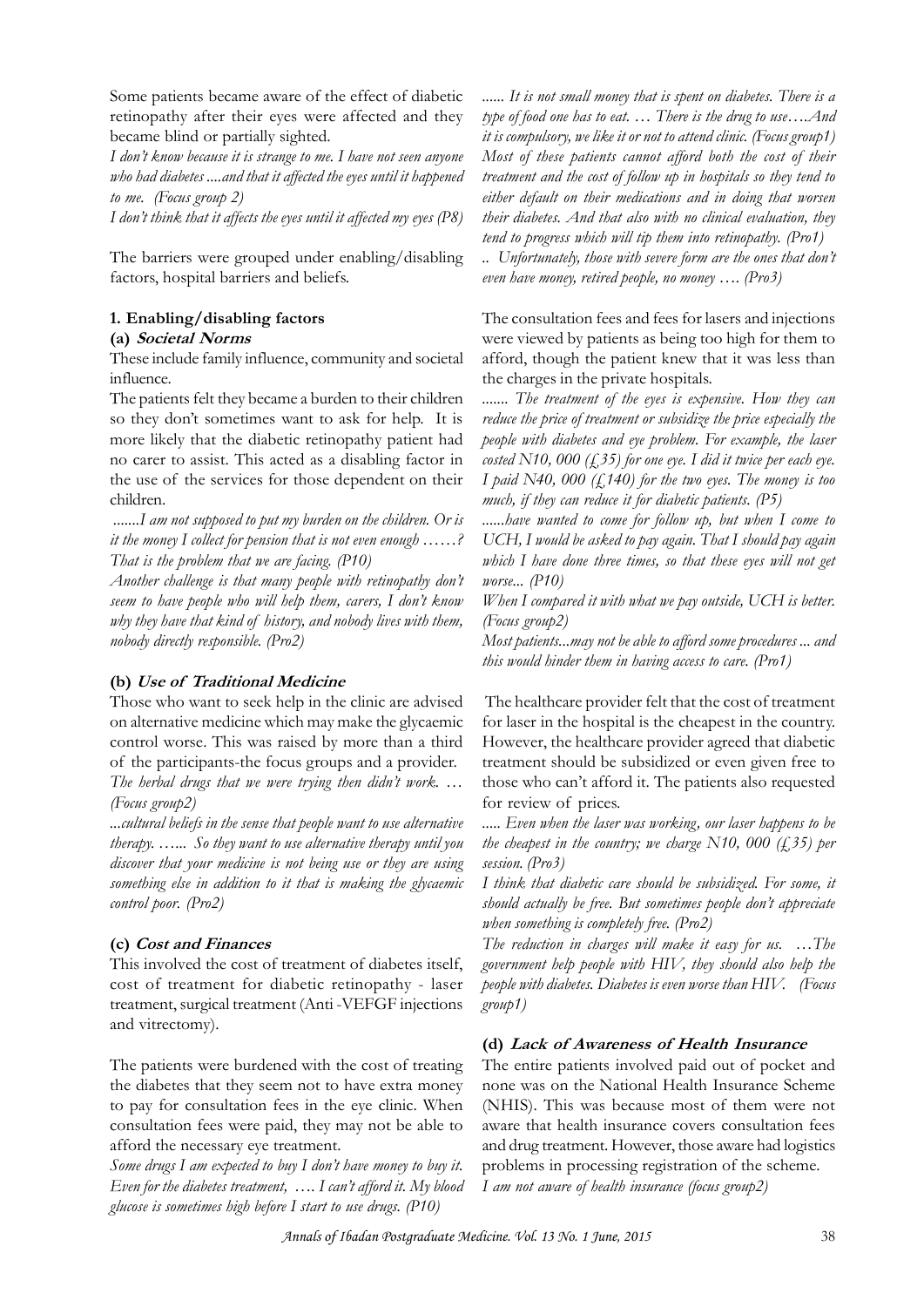Some patients became aware of the effect of diabetic retinopathy after their eyes were affected and they became blind or partially sighted.

*I don't know because it is strange to me. I have not seen anyone who had diabetes ....and that it affected the eyes until it happened to me. (Focus group 2)*

*I don't think that it affects the eyes until it affected my eyes (P8)*

The barriers were grouped under enabling/disabling factors, hospital barriers and beliefs.

**1. Enabling/disabling factors**

**(a) *Societal Norms***

These include family influence, community and societal influence.

The patients felt they became a burden to their children so they don't sometimes want to ask for help. It is more likely that the diabetic retinopathy patient had no carer to assist. This acted as a disabling factor in the use of the services for those dependent on their children.

*.......I am not supposed to put my burden on the children. Or is it the money I collect for pension that is not even enough ……? That is the problem that we are facing. (P10)*

*Another challenge is that many people with retinopathy don't seem to have people who will help them, carers, I don't know why they have that kind of history, and nobody lives with them, nobody directly responsible. (Pro2)*

**(b) *Use of Traditional Medicine***

Those who want to seek help in the clinic are advised on alternative medicine which may make the glycaemic control worse. This was raised by more than a third of the participants-the focus groups and a provider.

*The herbal drugs that we were trying then didn't work. … (Focus group2)*

*...cultural beliefs in the sense that people want to use alternative therapy. …... So they want to use alternative therapy until you discover that your medicine is not being use or they are using something else in addition to it that is making the glycaemic control poor. (Pro2)*

**(c) *Cost and Finances***

This involved the cost of treatment of diabetes itself, cost of treatment for diabetic retinopathy - laser treatment, surgical treatment (Anti -VEFGF injections and vitrectomy).

The patients were burdened with the cost of treating the diabetes that they seem not to have extra money to pay for consultation fees in the eye clinic. When consultation fees were paid, they may not be able to afford the necessary eye treatment.

*Some drugs I am expected to buy I don't have money to buy it. Even for the diabetes treatment, …. I can't afford it. My blood glucose is sometimes high before I start to use drugs. (P10)*

*...... It is not small money that is spent on diabetes. There is a type of food one has to eat. … There is the drug to use….And it is compulsory, we like it or not to attend clinic. (Focus group1)*

*Most of these patients cannot afford both the cost of their treatment and the cost of follow up in hospitals so they tend to either default on their medications and in doing that worsen their diabetes. And that also with no clinical evaluation, they tend to progress which will tip them into retinopathy. (Pro1)*

*.. Unfortunately, those with severe form are the ones that don't even have money, retired people, no money …. (Pro3)*

The consultation fees and fees for lasers and injections were viewed by patients as being too high for them to afford, though the patient knew that it was less than the charges in the private hospitals.

*....... The treatment of the eyes is expensive. How they can reduce the price of treatment or subsidize the price especially the people with diabetes and eye problem. For example, the laser costed N10, 000 (£35) for one eye. I did it twice per each eye. I paid N40, 000 (£140) for the two eyes. The money is too much, if they can reduce it for diabetic patients. (P5)*

*......have wanted to come for follow up, but when I come to UCH, I would be asked to pay again. That I should pay again which I have done three times, so that these eyes will not get worse... (P10)*

*When I compared it with what we pay outside, UCH is better. (Focus group2)*

*Most patients...may not be able to afford some procedures ... and this would hinder them in having access to care. (Pro1)*

The healthcare provider felt that the cost of treatment for laser in the hospital is the cheapest in the country. However, the healthcare provider agreed that diabetic treatment should be subsidized or even given free to those who can't afford it. The patients also requested for review of prices.

*..... Even when the laser was working, our laser happens to be the cheapest in the country; we charge N10, 000 (£35) per session. (Pro3)*

*I think that diabetic care should be subsidized. For some, it should actually be free. But sometimes people don't appreciate when something is completely free. (Pro2)*

*The reduction in charges will make it easy for us. …The government help people with HIV, they should also help the people with diabetes. Diabetes is even worse than HIV. (Focus group1)*

**(d) *Lack of Awareness of Health Insurance***

The entire patients involved paid out of pocket and none was on the National Health Insurance Scheme (NHIS). This was because most of them were not aware that health insurance covers consultation fees and drug treatment. However, those aware had logistics problems in processing registration of the scheme.

*I am not aware of health insurance (focus group2)*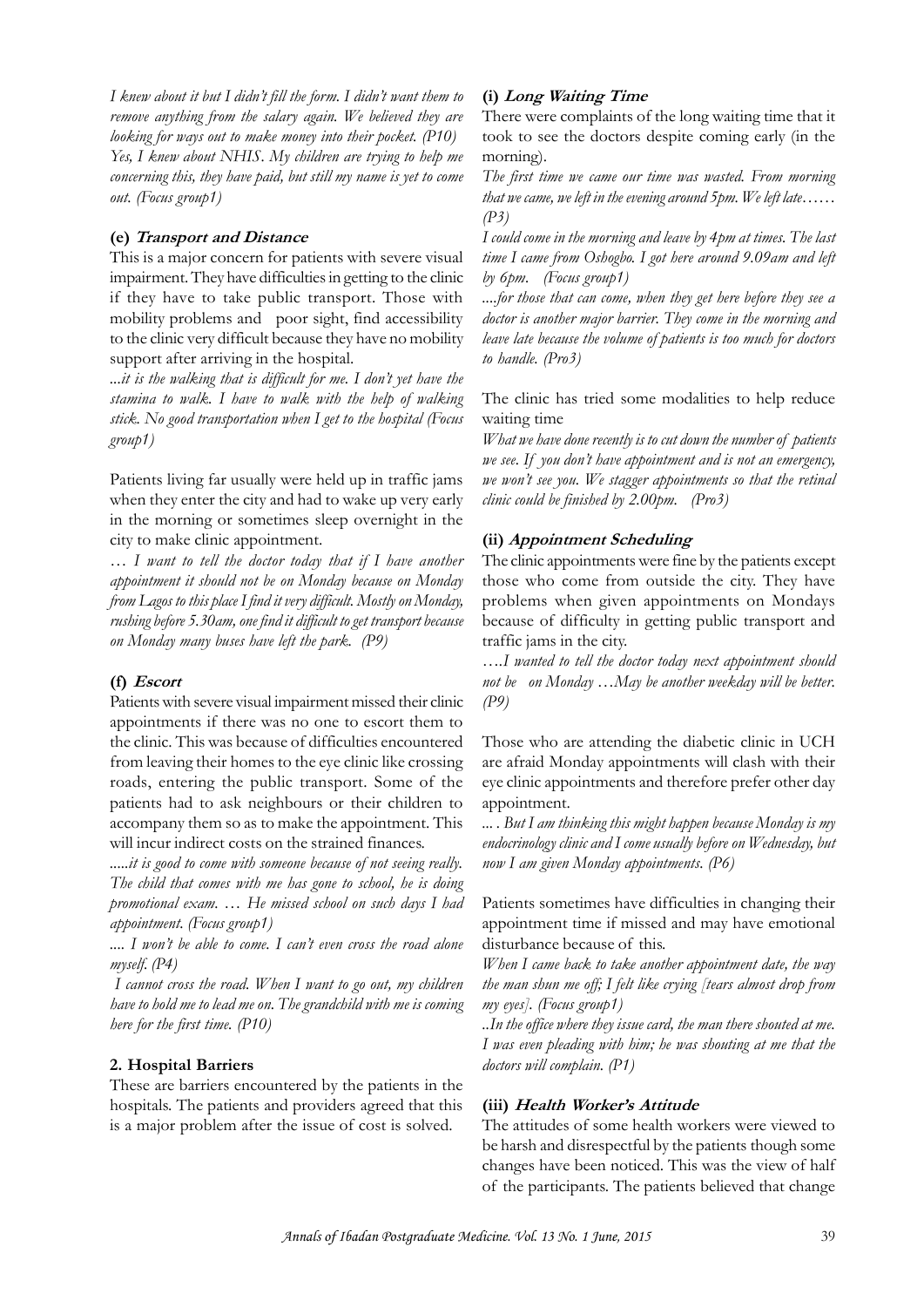*I knew about it but I didn't fill the form. I didn't want them to remove anything from the salary again. We believed they are looking for ways out to make money into their pocket. (P10)*

*Yes, I knew about NHIS. My children are trying to help me concerning this, they have paid, but still my name is yet to come out. (Focus group1)*

### (e) *Transport and Distance*

This is a major concern for patients with severe visual impairment. They have difficulties in getting to the clinic if they have to take public transport. Those with mobility problems and poor sight, find accessibility to the clinic very difficult because they have no mobility support after arriving in the hospital.

*...it is the walking that is difficult for me. I don't yet have the stamina to walk. I have to walk with the help of walking stick. No good transportation when I get to the hospital (Focus group1)*

Patients living far usually were held up in traffic jams when they enter the city and had to wake up very early in the morning or sometimes sleep overnight in the city to make clinic appointment.

*… I want to tell the doctor today that if I have another appointment it should not be on Monday because on Monday from Lagos to this place I find it very difficult. Mostly on Monday, rushing before 5.30am, one find it difficult to get transport because on Monday many buses have left the park. (P9)*

### (f) *Escort*

Patients with severe visual impairment missed their clinic appointments if there was no one to escort them to the clinic. This was because of difficulties encountered from leaving their homes to the eye clinic like crossing roads, entering the public transport. Some of the patients had to ask neighbours or their children to accompany them so as to make the appointment. This will incur indirect costs on the strained finances.

*.....it is good to come with someone because of not seeing really. The child that comes with me has gone to school, he is doing promotional exam. … He missed school on such days I had appointment. (Focus group1)*

*.... I won't be able to come. I can't even cross the road alone myself. (P4)*

*I cannot cross the road. When I want to go out, my children have to hold me to lead me on. The grandchild with me is coming here for the first time. (P10)*

## 2. Hospital Barriers

These are barriers encountered by the patients in the hospitals. The patients and providers agreed that this is a major problem after the issue of cost is solved.

### (i) *Long Waiting Time*

There were complaints of the long waiting time that it took to see the doctors despite coming early (in the morning).

*The first time we came our time was wasted. From morning that we came, we left in the evening around 5pm. We left late…… (P3)*

*I could come in the morning and leave by 4pm at times. The last time I came from Oshogbo. I got here around 9.09am and left by 6pm. (Focus group1)*

*....for those that can come, when they get here before they see a doctor is another major barrier. They come in the morning and leave late because the volume of patients is too much for doctors to handle. (Pro3)*

The clinic has tried some modalities to help reduce waiting time

*What we have done recently is to cut down the number of patients we see. If you don't have appointment and is not an emergency, we won't see you. We stagger appointments so that the retinal clinic could be finished by 2.00pm. (Pro3)*

### (ii) *Appointment Scheduling*

The clinic appointments were fine by the patients except those who come from outside the city. They have problems when given appointments on Mondays because of difficulty in getting public transport and traffic jams in the city.

*….I wanted to tell the doctor today next appointment should not be on Monday …May be another weekday will be better. (P9)*

Those who are attending the diabetic clinic in UCH are afraid Monday appointments will clash with their eye clinic appointments and therefore prefer other day appointment.

*... . But I am thinking this might happen because Monday is my endocrinology clinic and I come usually before on Wednesday, but now I am given Monday appointments. (P6)*

Patients sometimes have difficulties in changing their appointment time if missed and may have emotional disturbance because of this.

*When I came back to take another appointment date, the way the man shun me off; I felt like crying [tears almost drop from my eyes]. (Focus group1)*

*..In the office where they issue card, the man there shouted at me. I was even pleading with him; he was shouting at me that the doctors will complain. (P1)*

### (iii) *Health Worker's Attitude*

The attitudes of some health workers were viewed to be harsh and disrespectful by the patients though some changes have been noticed. This was the view of half of the participants. The patients believed that change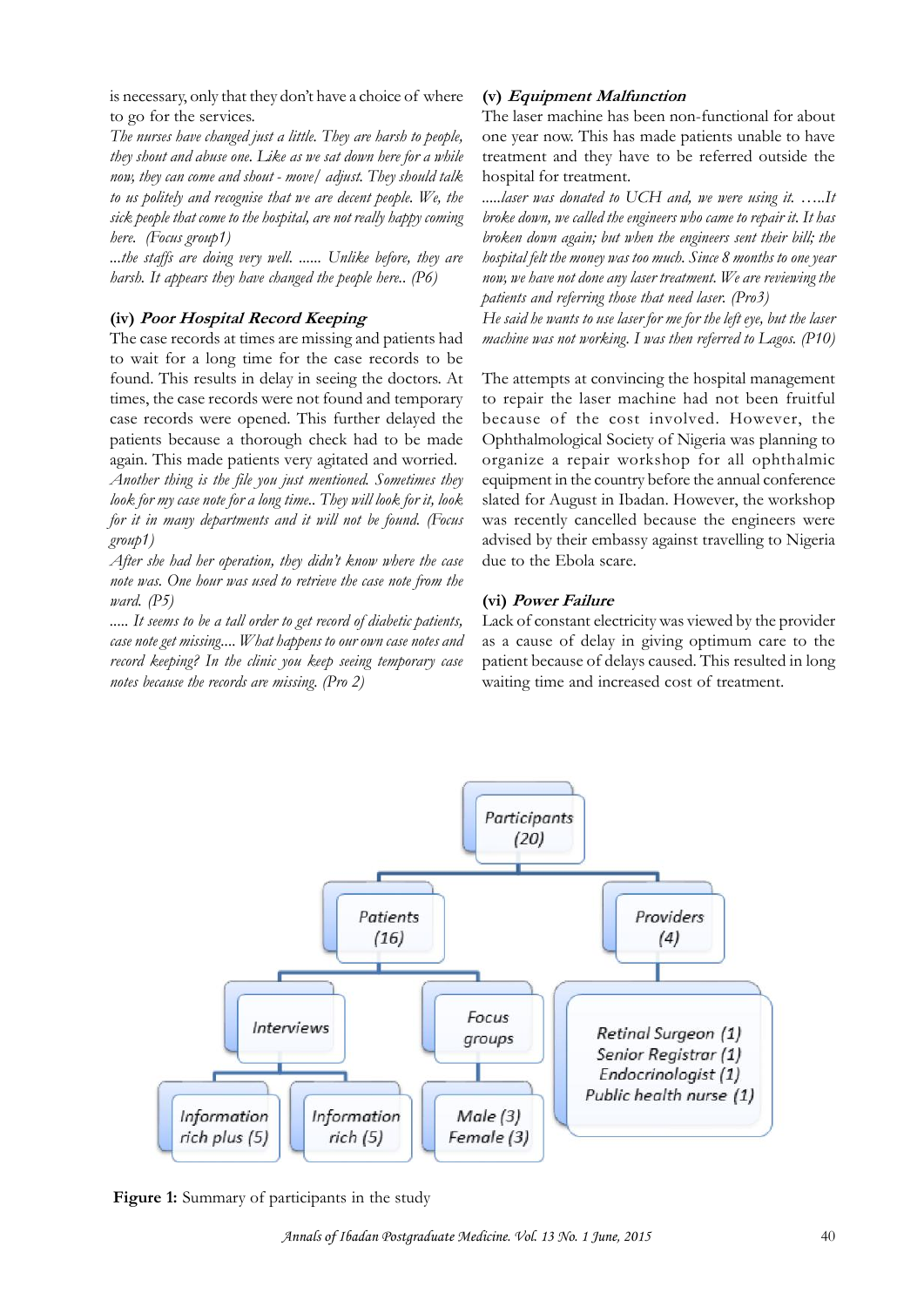is necessary, only that they don't have a choice of where to go for the services.

*The nurses have changed just a little. They are harsh to people, they shout and abuse one. Like as we sat down here for a while now, they can come and shout - move/ adjust. They should talk to us politely and recognise that we are decent people. We, the sick people that come to the hospital, are not really happy coming here. (Focus group1)*

*...the staffs are doing very well. ...... Unlike before, they are harsh. It appears they have changed the people here.. (P6)*

### (iv) *Poor Hospital Record Keeping*

The case records at times are missing and patients had to wait for a long time for the case records to be found. This results in delay in seeing the doctors. At times, the case records were not found and temporary case records were opened. This further delayed the patients because a thorough check had to be made again. This made patients very agitated and worried.

*Another thing is the file you just mentioned. Sometimes they look for my case note for a long time.. They will look for it, look for it in many departments and it will not be found. (Focus group1)*

*After she had her operation, they didn't know where the case note was. One hour was used to retrieve the case note from the ward. (P5)*

*..... It seems to be a tall order to get record of diabetic patients, case note get missing.... What happens to our own case notes and record keeping? In the clinic you keep seeing temporary case notes because the records are missing. (Pro 2)*

### (v) *Equipment Malfunction*

The laser machine has been non-functional for about one year now. This has made patients unable to have treatment and they have to be referred outside the hospital for treatment.

*.....laser was donated to UCH and, we were using it. …..It broke down, we called the engineers who came to repair it. It has broken down again; but when the engineers sent their bill; the hospital felt the money was too much. Since 8 months to one year now, we have not done any laser treatment. We are reviewing the patients and referring those that need laser. (Pro3)*

*He said he wants to use laser for me for the left eye, but the laser machine was not working. I was then referred to Lagos. (P10)*

The attempts at convincing the hospital management to repair the laser machine had not been fruitful because of the cost involved. However, the Ophthalmological Society of Nigeria was planning to organize a repair workshop for all ophthalmic equipment in the country before the annual conference slated for August in Ibadan. However, the workshop was recently cancelled because the engineers were advised by their embassy against travelling to Nigeria due to the Ebola scare.

### (vi) *Power Failure*

Lack of constant electricity was viewed by the provider as a cause of delay in giving optimum care to the patient because of delays caused. This resulted in long waiting time and increased cost of treatment.

Participants (20)
- Patients (16)
  - Interviews
    - Information rich plus (5)
    - Information rich (5)
  - Focus groups
    - Male (3) Female (3)
- Providers (4)
  - Retinal Surgeon (1)
  - Senior Registrar (1)
  - Endocrinologist (1)
  - Public health nurse (1)

**Figure 1:** Summary of participants in the study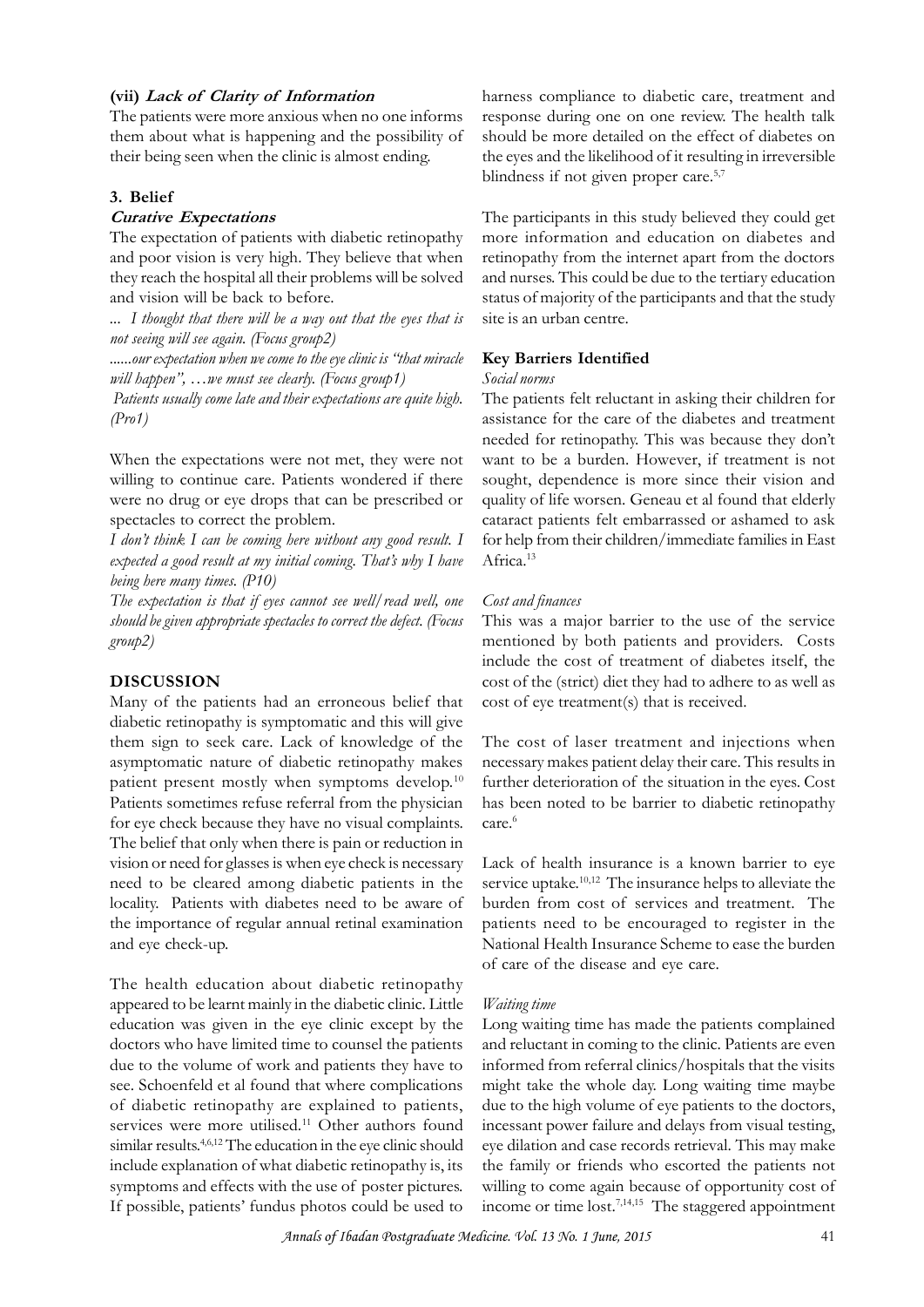**(vii) *Lack of Clarity of Information***

The patients were more anxious when no one informs them about what is happening and the possibility of their being seen when the clinic is almost ending.

**3. Belief**

***Curative Expectations***

The expectation of patients with diabetic retinopathy and poor vision is very high. They believe that when they reach the hospital all their problems will be solved and vision will be back to before.

*... I thought that there will be a way out that the eyes that is not seeing will see again. (Focus group2)*

*......our expectation when we come to the eye clinic is "that miracle will happen", …we must see clearly. (Focus group1)*

*Patients usually come late and their expectations are quite high. (Pro1)*

When the expectations were not met, they were not willing to continue care. Patients wondered if there were no drug or eye drops that can be prescribed or spectacles to correct the problem.

*I don't think I can be coming here without any good result. I expected a good result at my initial coming. That's why I have being here many times. (P10)*

*The expectation is that if eyes cannot see well/read well, one should be given appropriate spectacles to correct the defect. (Focus group2)*

## DISCUSSION

Many of the patients had an erroneous belief that diabetic retinopathy is symptomatic and this will give them sign to seek care. Lack of knowledge of the asymptomatic nature of diabetic retinopathy makes patient present mostly when symptoms develop.[10] Patients sometimes refuse referral from the physician for eye check because they have no visual complaints. The belief that only when there is pain or reduction in vision or need for glasses is when eye check is necessary need to be cleared among diabetic patients in the locality. Patients with diabetes need to be aware of the importance of regular annual retinal examination and eye check-up.

The health education about diabetic retinopathy appeared to be learnt mainly in the diabetic clinic. Little education was given in the eye clinic except by the doctors who have limited time to counsel the patients due to the volume of work and patients they have to see. Schoenfeld et al found that where complications of diabetic retinopathy are explained to patients, services were more utilised.[11] Other authors found similar results.[4,6,12] The education in the eye clinic should include explanation of what diabetic retinopathy is, its symptoms and effects with the use of poster pictures. If possible, patients' fundus photos could be used to harness compliance to diabetic care, treatment and response during one on one review. The health talk should be more detailed on the effect of diabetes on the eyes and the likelihood of it resulting in irreversible blindness if not given proper care.[5,7]

The participants in this study believed they could get more information and education on diabetes and retinopathy from the internet apart from the doctors and nurses. This could be due to the tertiary education status of majority of the participants and that the study site is an urban centre.

### Key Barriers Identified

*Social norms*

The patients felt reluctant in asking their children for assistance for the care of the diabetes and treatment needed for retinopathy. This was because they don't want to be a burden. However, if treatment is not sought, dependence is more since their vision and quality of life worsen. Geneau et al found that elderly cataract patients felt embarrassed or ashamed to ask for help from their children/immediate families in East Africa.[13]

*Cost and finances*

This was a major barrier to the use of the service mentioned by both patients and providers. Costs include the cost of treatment of diabetes itself, the cost of the (strict) diet they had to adhere to as well as cost of eye treatment(s) that is received.

The cost of laser treatment and injections when necessary makes patient delay their care. This results in further deterioration of the situation in the eyes. Cost has been noted to be barrier to diabetic retinopathy care.[6]

Lack of health insurance is a known barrier to eye service uptake.[10,12] The insurance helps to alleviate the burden from cost of services and treatment. The patients need to be encouraged to register in the National Health Insurance Scheme to ease the burden of care of the disease and eye care.

*Waiting time*

Long waiting time has made the patients complained and reluctant in coming to the clinic. Patients are even informed from referral clinics/hospitals that the visits might take the whole day. Long waiting time maybe due to the high volume of eye patients to the doctors, incessant power failure and delays from visual testing, eye dilation and case records retrieval. This may make the family or friends who escorted the patients not willing to come again because of opportunity cost of income or time lost.[7,14,15] The staggered appointment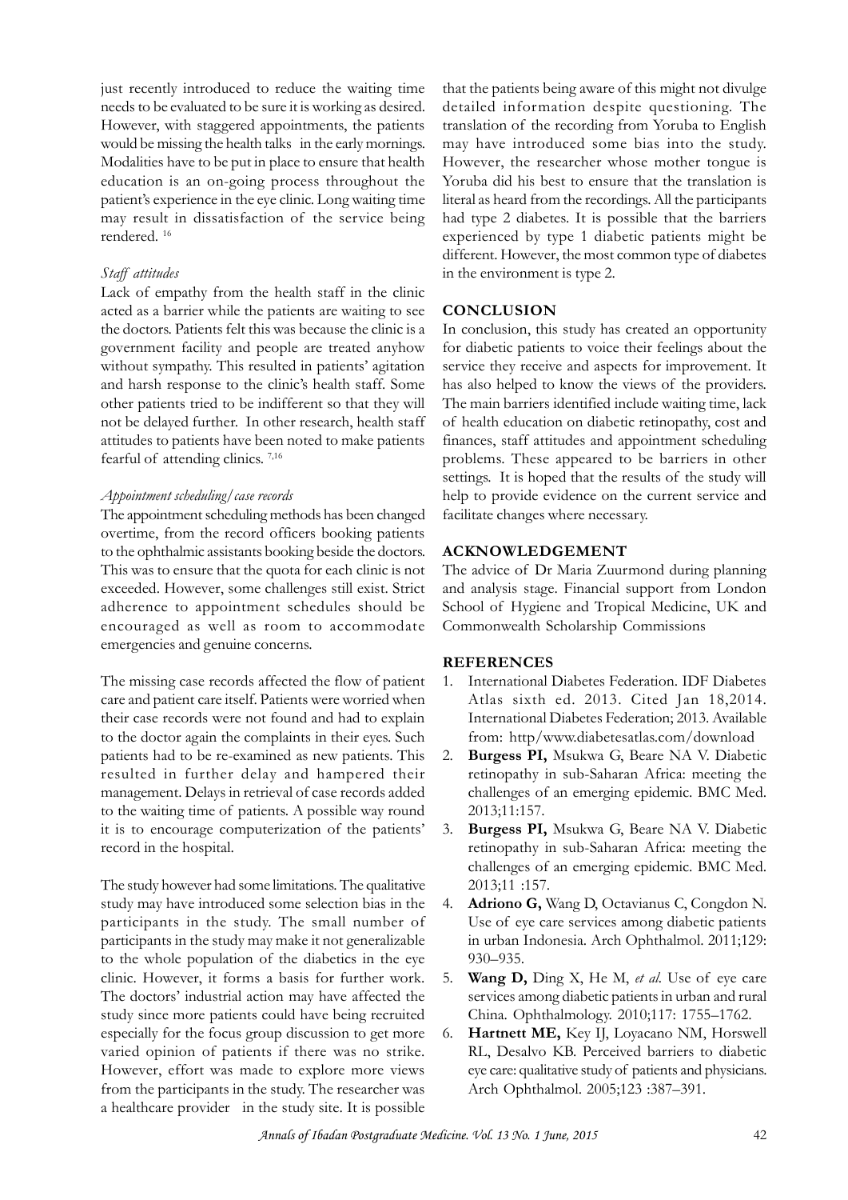just recently introduced to reduce the waiting time needs to be evaluated to be sure it is working as desired. However, with staggered appointments, the patients would be missing the health talks in the early mornings. Modalities have to be put in place to ensure that health education is an on-going process throughout the patient's experience in the eye clinic. Long waiting time may result in dissatisfaction of the service being rendered. [16]

*Staff attitudes*

Lack of empathy from the health staff in the clinic acted as a barrier while the patients are waiting to see the doctors. Patients felt this was because the clinic is a government facility and people are treated anyhow without sympathy. This resulted in patients' agitation and harsh response to the clinic's health staff. Some other patients tried to be indifferent so that they will not be delayed further. In other research, health staff attitudes to patients have been noted to make patients fearful of attending clinics. [7,16]

*Appointment scheduling/case records*

The appointment scheduling methods has been changed overtime, from the record officers booking patients to the ophthalmic assistants booking beside the doctors. This was to ensure that the quota for each clinic is not exceeded. However, some challenges still exist. Strict adherence to appointment schedules should be encouraged as well as room to accommodate emergencies and genuine concerns.

The missing case records affected the flow of patient care and patient care itself. Patients were worried when their case records were not found and had to explain to the doctor again the complaints in their eyes. Such patients had to be re-examined as new patients. This resulted in further delay and hampered their management. Delays in retrieval of case records added to the waiting time of patients. A possible way round it is to encourage computerization of the patients' record in the hospital.

The study however had some limitations. The qualitative study may have introduced some selection bias in the participants in the study. The small number of participants in the study may make it not generalizable to the whole population of the diabetics in the eye clinic. However, it forms a basis for further work. The doctors' industrial action may have affected the study since more patients could have being recruited especially for the focus group discussion to get more varied opinion of patients if there was no strike. However, effort was made to explore more views from the participants in the study. The researcher was a healthcare provider in the study site. It is possible that the patients being aware of this might not divulge detailed information despite questioning. The translation of the recording from Yoruba to English may have introduced some bias into the study. However, the researcher whose mother tongue is Yoruba did his best to ensure that the translation is literal as heard from the recordings. All the participants had type 2 diabetes. It is possible that the barriers experienced by type 1 diabetic patients might be different. However, the most common type of diabetes in the environment is type 2.

## CONCLUSION

In conclusion, this study has created an opportunity for diabetic patients to voice their feelings about the service they receive and aspects for improvement. It has also helped to know the views of the providers. The main barriers identified include waiting time, lack of health education on diabetic retinopathy, cost and finances, staff attitudes and appointment scheduling problems. These appeared to be barriers in other settings. It is hoped that the results of the study will help to provide evidence on the current service and facilitate changes where necessary.

## ACKNOWLEDGEMENT

The advice of Dr Maria Zuurmond during planning and analysis stage. Financial support from London School of Hygiene and Tropical Medicine, UK and Commonwealth Scholarship Commissions

## REFERENCES

1. International Diabetes Federation. IDF Diabetes Atlas sixth ed. 2013. Cited Jan 18,2014. International Diabetes Federation; 2013. Available from: http/www.diabetesatlas.com/download
2. **Burgess PI,** Msukwa G, Beare NA V. Diabetic retinopathy in sub-Saharan Africa: meeting the challenges of an emerging epidemic. BMC Med. 2013;11:157.
3. **Burgess PI,** Msukwa G, Beare NA V. Diabetic retinopathy in sub-Saharan Africa: meeting the challenges of an emerging epidemic. BMC Med. 2013;11 :157.
4. **Adriono G,** Wang D, Octavianus C, Congdon N. Use of eye care services among diabetic patients in urban Indonesia. Arch Ophthalmol. 2011;129: 930–935.
5. **Wang D,** Ding X, He M, *et al.* Use of eye care services among diabetic patients in urban and rural China. Ophthalmology. 2010;117: 1755–1762.
6. **Hartnett ME,** Key IJ, Loyacano NM, Horswell RL, Desalvo KB. Perceived barriers to diabetic eye care: qualitative study of patients and physicians. Arch Ophthalmol. 2005;123 :387–391.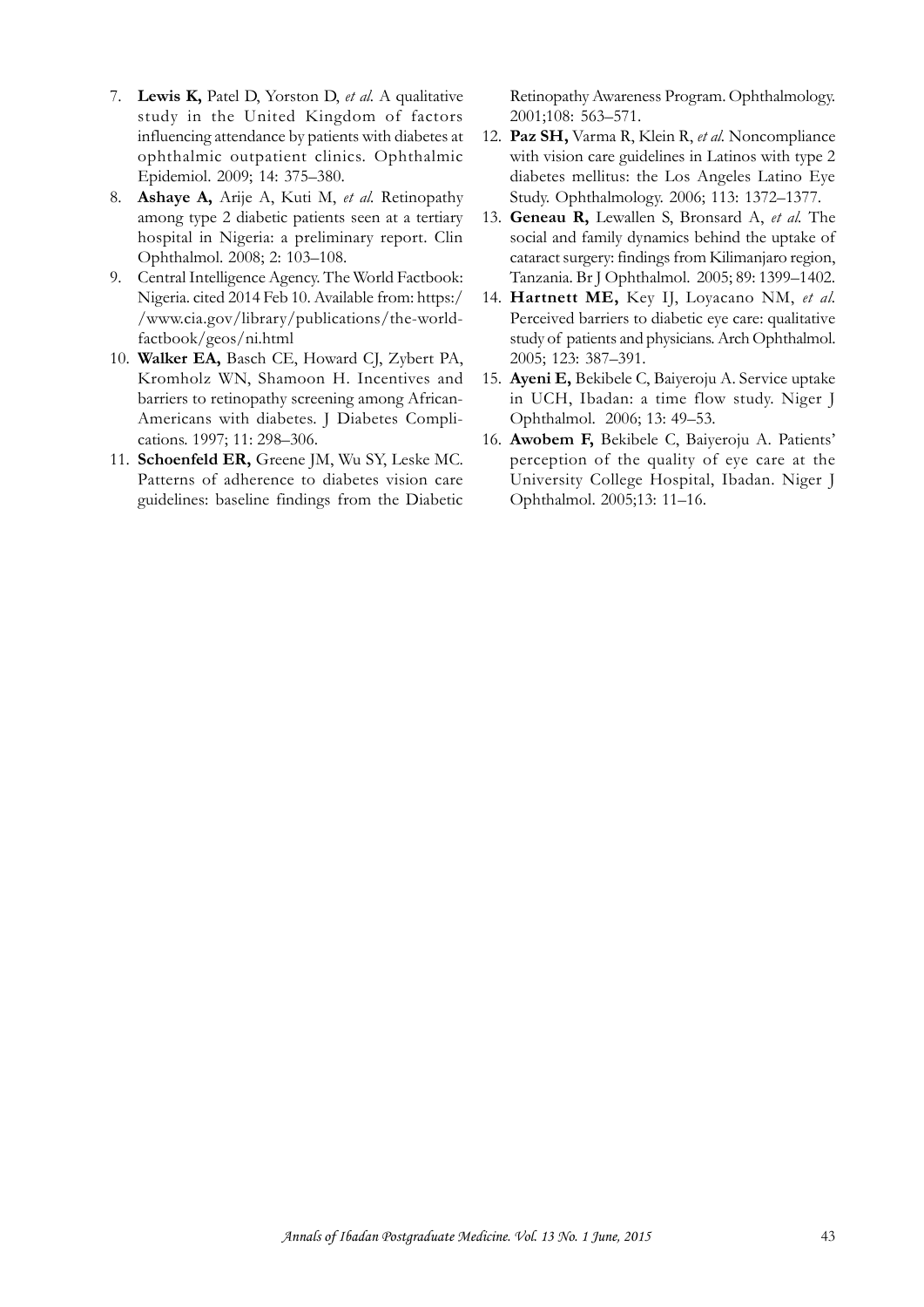7. **Lewis K,** Patel D, Yorston D, *et al.* A qualitative study in the United Kingdom of factors influencing attendance by patients with diabetes at ophthalmic outpatient clinics. Ophthalmic Epidemiol. 2009; 14: 375–380.
8. **Ashaye A,** Arije A, Kuti M, *et al.* Retinopathy among type 2 diabetic patients seen at a tertiary hospital in Nigeria: a preliminary report. Clin Ophthalmol. 2008; 2: 103–108.
9. Central Intelligence Agency. The World Factbook: Nigeria. cited 2014 Feb 10. Available from: https://www.cia.gov/library/publications/the-world-factbook/geos/ni.html
10. **Walker EA,** Basch CE, Howard CJ, Zybert PA, Kromholz WN, Shamoon H. Incentives and barriers to retinopathy screening among African-Americans with diabetes. J Diabetes Complications. 1997; 11: 298–306.
11. **Schoenfeld ER,** Greene JM, Wu SY, Leske MC. Patterns of adherence to diabetes vision care guidelines: baseline findings from the Diabetic Retinopathy Awareness Program. Ophthalmology. 2001;108: 563–571.
12. **Paz SH,** Varma R, Klein R, *et al.* Noncompliance with vision care guidelines in Latinos with type 2 diabetes mellitus: the Los Angeles Latino Eye Study. Ophthalmology. 2006; 113: 1372–1377.
13. **Geneau R,** Lewallen S, Bronsard A, *et al.* The social and family dynamics behind the uptake of cataract surgery: findings from Kilimanjaro region, Tanzania. Br J Ophthalmol. 2005; 89: 1399–1402.
14. **Hartnett ME,** Key IJ, Loyacano NM, *et al.* Perceived barriers to diabetic eye care: qualitative study of patients and physicians. Arch Ophthalmol. 2005; 123: 387–391.
15. **Ayeni E,** Bekibele C, Baiyeroju A. Service uptake in UCH, Ibadan: a time flow study. Niger J Ophthalmol. 2006; 13: 49–53.
16. **Awobem F,** Bekibele C, Baiyeroju A. Patients' perception of the quality of eye care at the University College Hospital, Ibadan. Niger J Ophthalmol. 2005;13: 11–16.